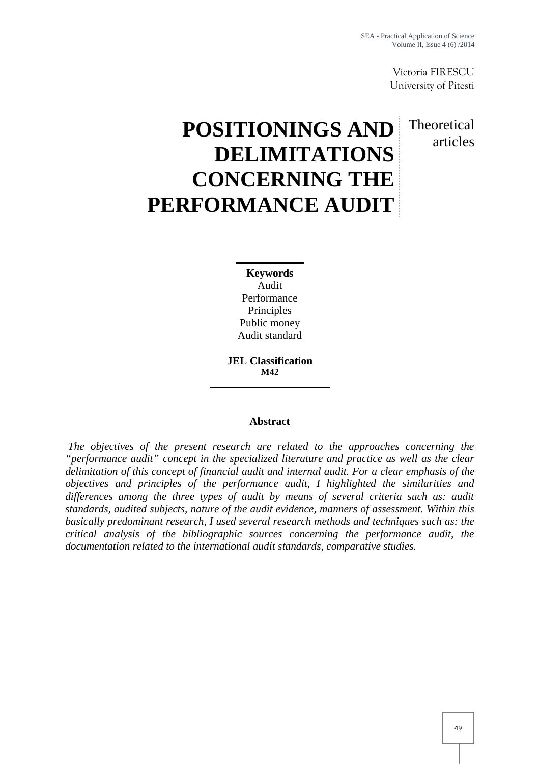Victoria FIRESCU
University of Pitesti

Theoretical articles

# POSITIONINGS AND DELIMITATIONS CONCERNING THE PERFORMANCE AUDIT

**Keywords**
Audit
Performance
Principles
Public money
Audit standard

**JEL Classification**
**M42**

## Abstract

*The objectives of the present research are related to the approaches concerning the "performance audit" concept in the specialized literature and practice as well as the clear delimitation of this concept of financial audit and internal audit. For a clear emphasis of the objectives and principles of the performance audit, I highlighted the similarities and differences among the three types of audit by means of several criteria such as: audit standards, audited subjects, nature of the audit evidence, manners of assessment. Within this basically predominant research, I used several research methods and techniques such as: the critical analysis of the bibliographic sources concerning the performance audit, the documentation related to the international audit standards, comparative studies.*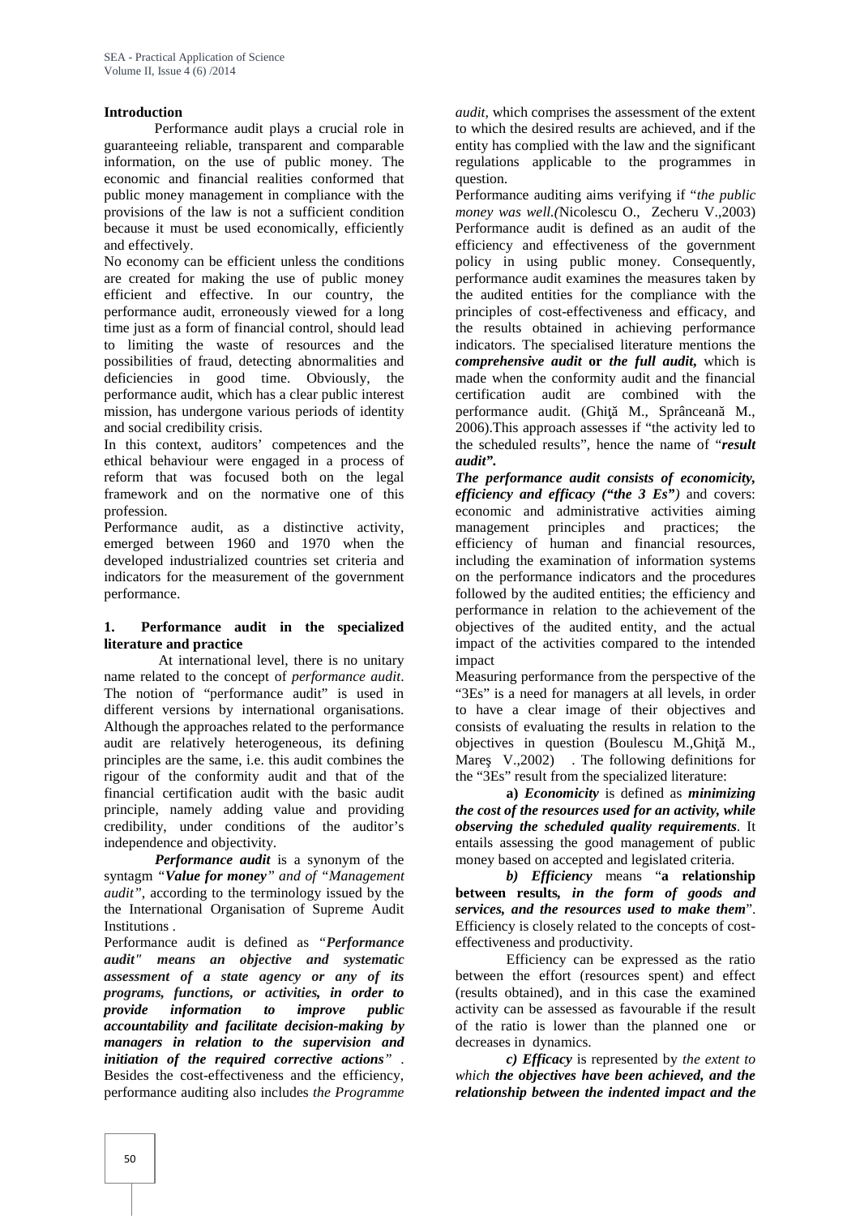## Introduction

Performance audit plays a crucial role in guaranteeing reliable, transparent and comparable information, on the use of public money. The economic and financial realities conformed that public money management in compliance with the provisions of the law is not a sufficient condition because it must be used economically, efficiently and effectively.

No economy can be efficient unless the conditions are created for making the use of public money efficient and effective. In our country, the performance audit, erroneously viewed for a long time just as a form of financial control, should lead to limiting the waste of resources and the possibilities of fraud, detecting abnormalities and deficiencies in good time. Obviously, the performance audit, which has a clear public interest mission, has undergone various periods of identity and social credibility crisis.

In this context, auditors' competences and the ethical behaviour were engaged in a process of reform that was focused both on the legal framework and on the normative one of this profession.

Performance audit, as a distinctive activity, emerged between 1960 and 1970 when the developed industrialized countries set criteria and indicators for the measurement of the government performance.

## 1. Performance audit in the specialized literature and practice

At international level, there is no unitary name related to the concept of *performance audit*. The notion of "performance audit" is used in different versions by international organisations. Although the approaches related to the performance audit are relatively heterogeneous, its defining principles are the same, i.e. this audit combines the rigour of the conformity audit and that of the financial certification audit with the basic audit principle, namely adding value and providing credibility, under conditions of the auditor's independence and objectivity.

***Performance audit*** is a synonym of the syntagm "***Value for money***" *and of* "*Management audit*", according to the terminology issued by the the International Organisation of Supreme Audit Institutions .

Performance audit is defined as "***Performance audit" means an objective and systematic assessment of a state agency or any of its programs, functions, or activities, in order to provide information to improve public accountability and facilitate decision-making by managers in relation to the supervision and initiation of the required corrective actions***" . Besides the cost-effectiveness and the efficiency, performance auditing also includes *the Programme audit,* which comprises the assessment of the extent to which the desired results are achieved, and if the entity has complied with the law and the significant regulations applicable to the programmes in question.

Performance auditing aims verifying if "*the public money was well.(*Nicolescu O., Zecheru V.,2003) Performance audit is defined as an audit of the efficiency and effectiveness of the government policy in using public money. Consequently, performance audit examines the measures taken by the audited entities for the compliance with the principles of cost-effectiveness and efficacy, and the results obtained in achieving performance indicators. The specialised literature mentions the ***comprehensive audit*** **or** ***the full audit,*** which is made when the conformity audit and the financial certification audit are combined with the performance audit. (Ghiţă M., Sprânceană M., 2006).This approach assesses if "the activity led to the scheduled results", hence the name of "***result audit"***.

***The performance audit consists of economicity, efficiency and efficacy ("the 3 Es")*** and covers: economic and administrative activities aiming management principles and practices; the efficiency of human and financial resources, including the examination of information systems on the performance indicators and the procedures followed by the audited entities; the efficiency and performance in relation to the achievement of the objectives of the audited entity, and the actual impact of the activities compared to the intended impact

Measuring performance from the perspective of the "3Es" is a need for managers at all levels, in order to have a clear image of their objectives and consists of evaluating the results in relation to the objectives in question (Boulescu M.,Ghiţă M., Mareş V.,2002) . The following definitions for the "3Es" result from the specialized literature:

**a)** ***Economicity*** is defined as ***minimizing the cost of the resources used for an activity, while observing the scheduled quality requirements***. It entails assessing the good management of public money based on accepted and legislated criteria.

***b) Efficiency*** means "**a relationship between results,** ***in the form of goods and services, and the resources used to make them***". Efficiency is closely related to the concepts of cost-effectiveness and productivity.

Efficiency can be expressed as the ratio between the effort (resources spent) and effect (results obtained), and in this case the examined activity can be assessed as favourable if the result of the ratio is lower than the planned one or decreases in dynamics.

***c) Efficacy*** is represented by *the extent to which* ***the objectives have been achieved, and the relationship between the indented impact and the***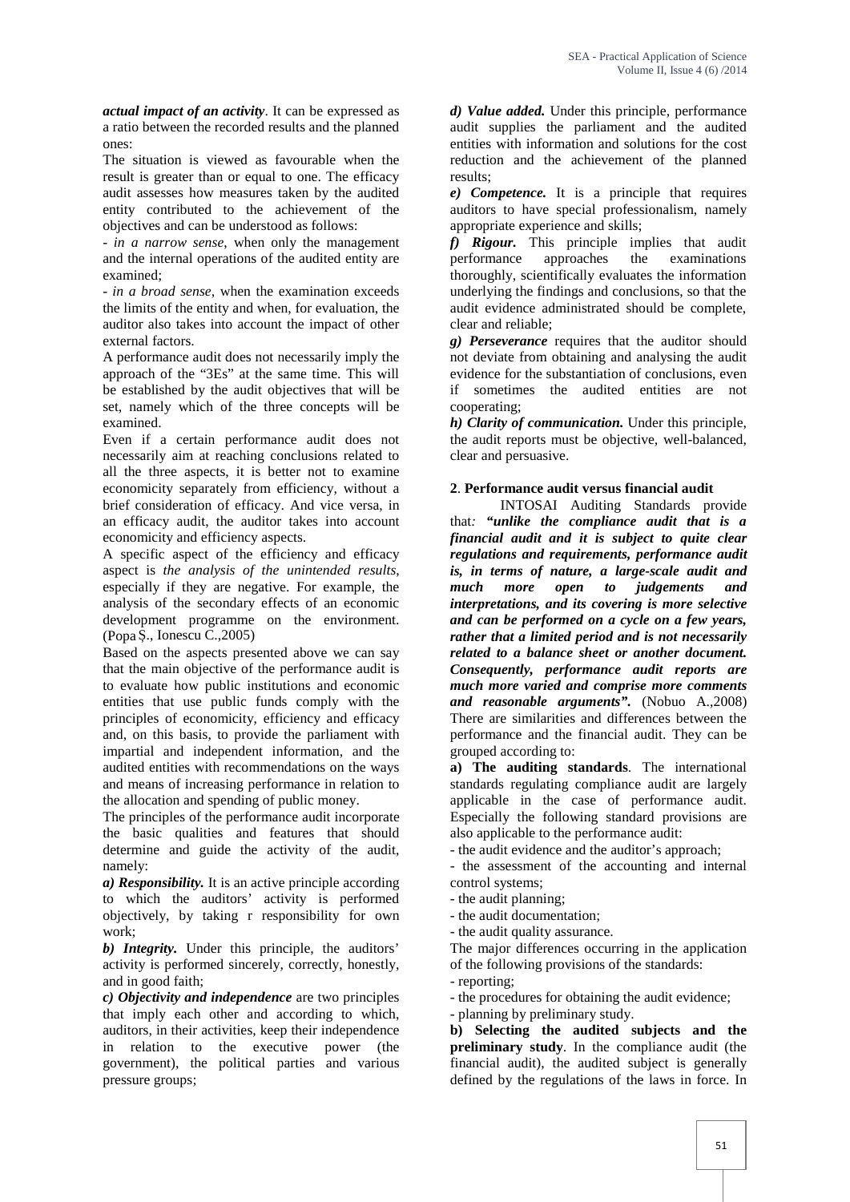***actual impact of an activity***. It can be expressed as a ratio between the recorded results and the planned ones:

The situation is viewed as favourable when the result is greater than or equal to one. The efficacy audit assesses how measures taken by the audited entity contributed to the achievement of the objectives and can be understood as follows:

- *in a narrow sense*, when only the management and the internal operations of the audited entity are examined;
- *in a broad sense*, when the examination exceeds the limits of the entity and when, for evaluation, the auditor also takes into account the impact of other external factors.

A performance audit does not necessarily imply the approach of the "3Es" at the same time. This will be established by the audit objectives that will be set, namely which of the three concepts will be examined.

Even if a certain performance audit does not necessarily aim at reaching conclusions related to all the three aspects, it is better not to examine economicity separately from efficiency, without a brief consideration of efficacy. And vice versa, in an efficacy audit, the auditor takes into account economicity and efficiency aspects.

A specific aspect of the efficiency and efficacy aspect is *the analysis of the unintended results*, especially if they are negative. For example, the analysis of the secondary effects of an economic development programme on the environment. (Popa Ș., Ionescu C.,2005)

Based on the aspects presented above we can say that the main objective of the performance audit is to evaluate how public institutions and economic entities that use public funds comply with the principles of economicity, efficiency and efficacy and, on this basis, to provide the parliament with impartial and independent information, and the audited entities with recommendations on the ways and means of increasing performance in relation to the allocation and spending of public money.

The principles of the performance audit incorporate the basic qualities and features that should determine and guide the activity of the audit, namely:

***a) Responsibility.*** It is an active principle according to which the auditors' activity is performed objectively, by taking r responsibility for own work;

***b) Integrity.*** Under this principle, the auditors' activity is performed sincerely, correctly, honestly, and in good faith;

***c) Objectivity and independence*** are two principles that imply each other and according to which, auditors, in their activities, keep their independence in relation to the executive power (the government), the political parties and various pressure groups;

***d) Value added.*** Under this principle, performance audit supplies the parliament and the audited entities with information and solutions for the cost reduction and the achievement of the planned results;

***e) Competence.*** It is a principle that requires auditors to have special professionalism, namely appropriate experience and skills;

***f) Rigour.*** This principle implies that audit performance approaches the examinations thoroughly, scientifically evaluates the information underlying the findings and conclusions, so that the audit evidence administrated should be complete, clear and reliable;

***g) Perseverance*** requires that the auditor should not deviate from obtaining and analysing the audit evidence for the substantiation of conclusions, even if sometimes the audited entities are not cooperating;

***h) Clarity of communication.*** Under this principle, the audit reports must be objective, well-balanced, clear and persuasive.

## 2. Performance audit versus financial audit

INTOSAI Auditing Standards provide that*: **"unlike the compliance audit that is a financial audit and it is subject to quite clear regulations and requirements, performance audit is, in terms of nature, a large-scale audit and much more open to judgements and interpretations, and its covering is more selective and can be performed on a cycle on a few years, rather that a limited period and is not necessarily related to a balance sheet or another document. Consequently, performance audit reports are much more varied and comprise more comments and reasonable arguments".*** (Nobuo A.,2008)

There are similarities and differences between the performance and the financial audit. They can be grouped according to:

**a) The auditing standards**. The international standards regulating compliance audit are largely applicable in the case of performance audit. Especially the following standard provisions are also applicable to the performance audit:

- the audit evidence and the auditor's approach;
- the assessment of the accounting and internal control systems;
- the audit planning;
- the audit documentation;
- the audit quality assurance.

The major differences occurring in the application of the following provisions of the standards:

- reporting;
- the procedures for obtaining the audit evidence;
- planning by preliminary study.

**b) Selecting the audited subjects and the preliminary study**. In the compliance audit (the financial audit), the audited subject is generally defined by the regulations of the laws in force. In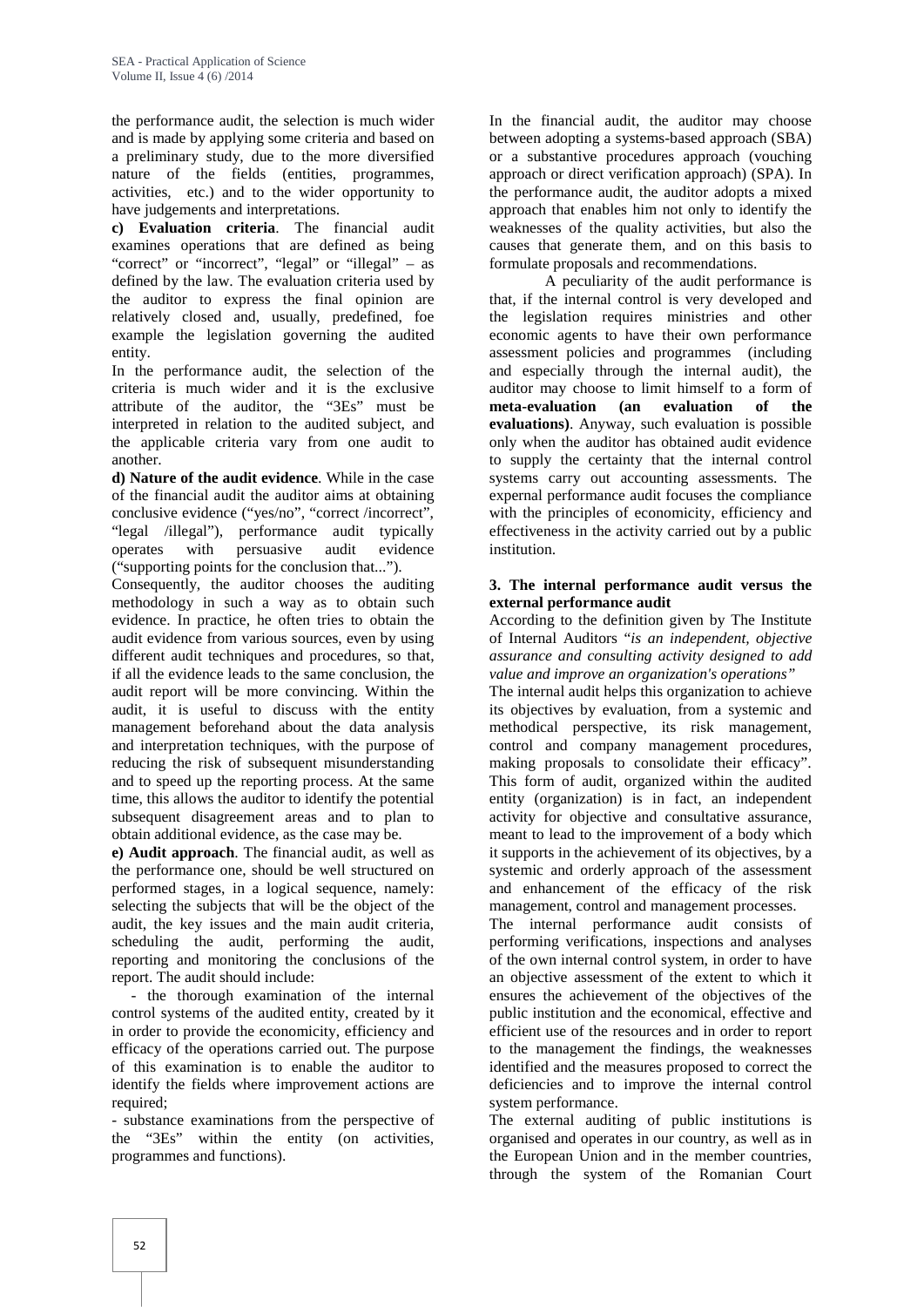the performance audit, the selection is much wider and is made by applying some criteria and based on a preliminary study, due to the more diversified nature of the fields (entities, programmes, activities, etc.) and to the wider opportunity to have judgements and interpretations.

**c) Evaluation criteria**. The financial audit examines operations that are defined as being "correct" or "incorrect", "legal" or "illegal" – as defined by the law. The evaluation criteria used by the auditor to express the final opinion are relatively closed and, usually, predefined, foe example the legislation governing the audited entity.

In the performance audit, the selection of the criteria is much wider and it is the exclusive attribute of the auditor, the "3Es" must be interpreted in relation to the audited subject, and the applicable criteria vary from one audit to another.

**d) Nature of the audit evidence**. While in the case of the financial audit the auditor aims at obtaining conclusive evidence ("yes/no", "correct /incorrect", "legal /illegal"), performance audit typically operates with persuasive audit evidence ("supporting points for the conclusion that...").

Consequently, the auditor chooses the auditing methodology in such a way as to obtain such evidence. In practice, he often tries to obtain the audit evidence from various sources, even by using different audit techniques and procedures, so that, if all the evidence leads to the same conclusion, the audit report will be more convincing. Within the audit, it is useful to discuss with the entity management beforehand about the data analysis and interpretation techniques, with the purpose of reducing the risk of subsequent misunderstanding and to speed up the reporting process. At the same time, this allows the auditor to identify the potential subsequent disagreement areas and to plan to obtain additional evidence, as the case may be.

**e) Audit approach**. The financial audit, as well as the performance one, should be well structured on performed stages, in a logical sequence, namely: selecting the subjects that will be the object of the audit, the key issues and the main audit criteria, scheduling the audit, performing the audit, reporting and monitoring the conclusions of the report. The audit should include:

- the thorough examination of the internal control systems of the audited entity, created by it in order to provide the economicity, efficiency and efficacy of the operations carried out. The purpose of this examination is to enable the auditor to identify the fields where improvement actions are required;
- substance examinations from the perspective of the "3Es" within the entity (on activities, programmes and functions).

In the financial audit, the auditor may choose between adopting a systems-based approach (SBA) or a substantive procedures approach (vouching approach or direct verification approach) (SPA). In the performance audit, the auditor adopts a mixed approach that enables him not only to identify the weaknesses of the quality activities, but also the causes that generate them, and on this basis to formulate proposals and recommendations.

A peculiarity of the audit performance is that, if the internal control is very developed and the legislation requires ministries and other economic agents to have their own performance assessment policies and programmes (including and especially through the internal audit), the auditor may choose to limit himself to a form of **meta-evaluation (an evaluation of the evaluations)**. Anyway, such evaluation is possible only when the auditor has obtained audit evidence to supply the certainty that the internal control systems carry out accounting assessments. The exernal performance audit focuses the compliance with the principles of economicity, efficiency and effectiveness in the activity carried out by a public institution.

## 3. The internal performance audit versus the external performance audit

According to the definition given by The Institute of Internal Auditors "*is an independent, objective assurance and consulting activity designed to add value and improve an organization's operations"*

The internal audit helps this organization to achieve its objectives by evaluation, from a systemic and methodical perspective, its risk management, control and company management procedures, making proposals to consolidate their efficacy". This form of audit, organized within the audited entity (organization) is in fact, an independent activity for objective and consultative assurance, meant to lead to the improvement of a body which it supports in the achievement of its objectives, by a systemic and orderly approach of the assessment and enhancement of the efficacy of the risk management, control and management processes.

The internal performance audit consists of performing verifications, inspections and analyses of the own internal control system, in order to have an objective assessment of the extent to which it ensures the achievement of the objectives of the public institution and the economical, effective and efficient use of the resources and in order to report to the management the findings, the weaknesses identified and the measures proposed to correct the deficiencies and to improve the internal control system performance.

The external auditing of public institutions is organised and operates in our country, as well as in the European Union and in the member countries, through the system of the Romanian Court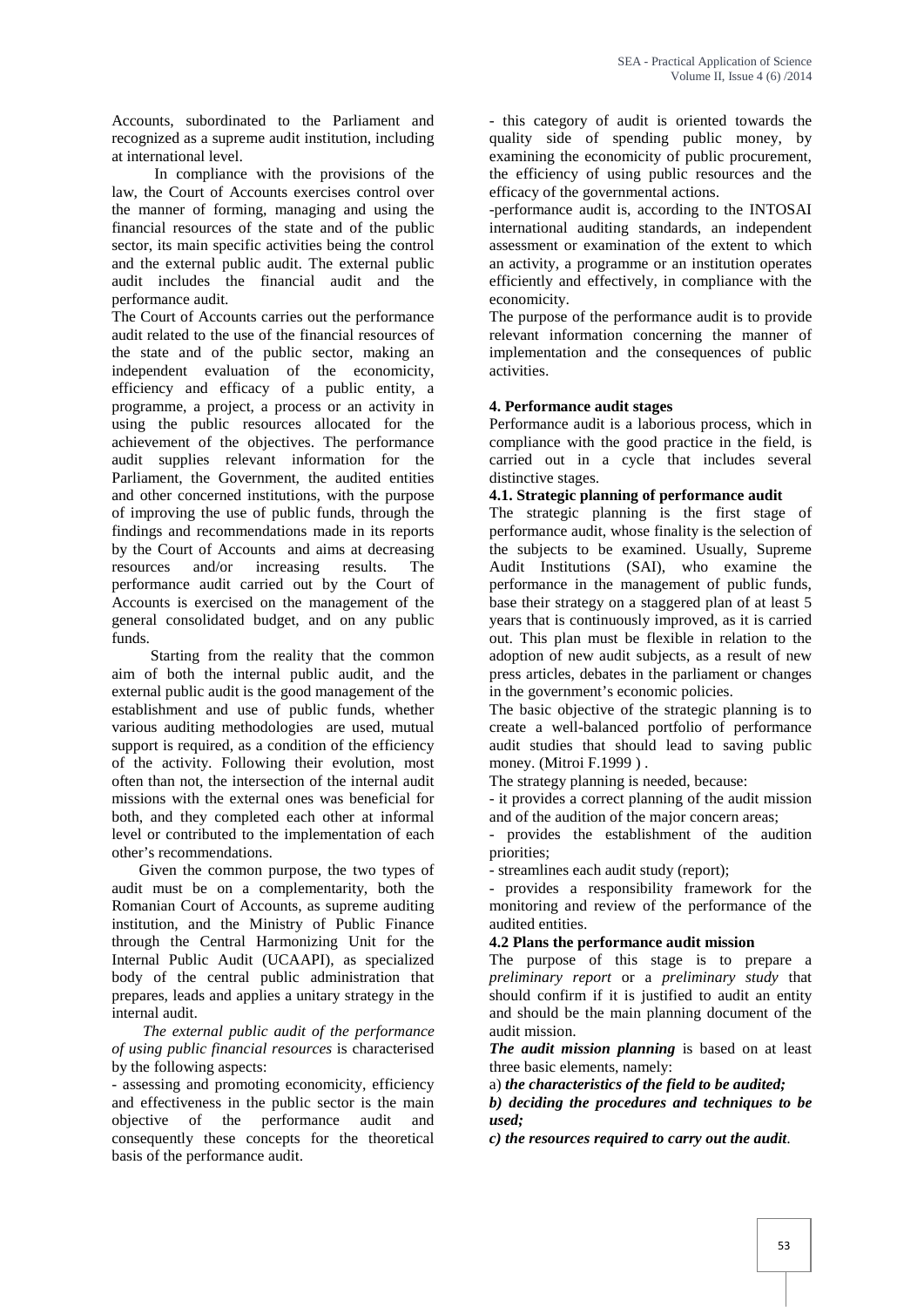Accounts, subordinated to the Parliament and recognized as a supreme audit institution, including at international level.

In compliance with the provisions of the law, the Court of Accounts exercises control over the manner of forming, managing and using the financial resources of the state and of the public sector, its main specific activities being the control and the external public audit. The external public audit includes the financial audit and the performance audit.

The Court of Accounts carries out the performance audit related to the use of the financial resources of the state and of the public sector, making an independent evaluation of the economicity, efficiency and efficacy of a public entity, a programme, a project, a process or an activity in using the public resources allocated for the achievement of the objectives. The performance audit supplies relevant information for the Parliament, the Government, the audited entities and other concerned institutions, with the purpose of improving the use of public funds, through the findings and recommendations made in its reports by the Court of Accounts and aims at decreasing resources and/or increasing results. The performance audit carried out by the Court of Accounts is exercised on the management of the general consolidated budget, and on any public funds.

Starting from the reality that the common aim of both the internal public audit, and the external public audit is the good management of the establishment and use of public funds, whether various auditing methodologies are used, mutual support is required, as a condition of the efficiency of the activity. Following their evolution, most often than not, the intersection of the internal audit missions with the external ones was beneficial for both, and they completed each other at informal level or contributed to the implementation of each other's recommendations.

Given the common purpose, the two types of audit must be on a complementarity, both the Romanian Court of Accounts, as supreme auditing institution, and the Ministry of Public Finance through the Central Harmonizing Unit for the Internal Public Audit (UCAAPI), as specialized body of the central public administration that prepares, leads and applies a unitary strategy in the internal audit.

*The external public audit of the performance of using public financial resources* is characterised by the following aspects:

- assessing and promoting economicity, efficiency and effectiveness in the public sector is the main objective of the performance audit and consequently these concepts for the theoretical basis of the performance audit.
- this category of audit is oriented towards the quality side of spending public money, by examining the economicity of public procurement, the efficiency of using public resources and the efficacy of the governmental actions.
- performance audit is, according to the INTOSAI international auditing standards, an independent assessment or examination of the extent to which an activity, a programme or an institution operates efficiently and effectively, in compliance with the economicity.

The purpose of the performance audit is to provide relevant information concerning the manner of implementation and the consequences of public activities.

## 4. Performance audit stages

Performance audit is a laborious process, which in compliance with the good practice in the field, is carried out in a cycle that includes several distinctive stages.

### 4.1. Strategic planning of performance audit

The strategic planning is the first stage of performance audit, whose finality is the selection of the subjects to be examined. Usually, Supreme Audit Institutions (SAI), who examine the performance in the management of public funds, base their strategy on a staggered plan of at least 5 years that is continuously improved, as it is carried out. This plan must be flexible in relation to the adoption of new audit subjects, as a result of new press articles, debates in the parliament or changes in the government's economic policies.

The basic objective of the strategic planning is to create a well-balanced portfolio of performance audit studies that should lead to saving public money. (Mitroi F.1999 ) .

The strategy planning is needed, because:

- it provides a correct planning of the audit mission and of the audition of the major concern areas;
- provides the establishment of the audition priorities;
- streamlines each audit study (report);
- provides a responsibility framework for the monitoring and review of the performance of the audited entities.

### 4.2 Plans the performance audit mission

The purpose of this stage is to prepare a *preliminary report* or a *preliminary study* that should confirm if it is justified to audit an entity and should be the main planning document of the audit mission.

***The audit mission planning*** is based on at least three basic elements, namely:

a) ***the characteristics of the field to be audited;***

***b) deciding the procedures and techniques to be used;***

***c) the resources required to carry out the audit***.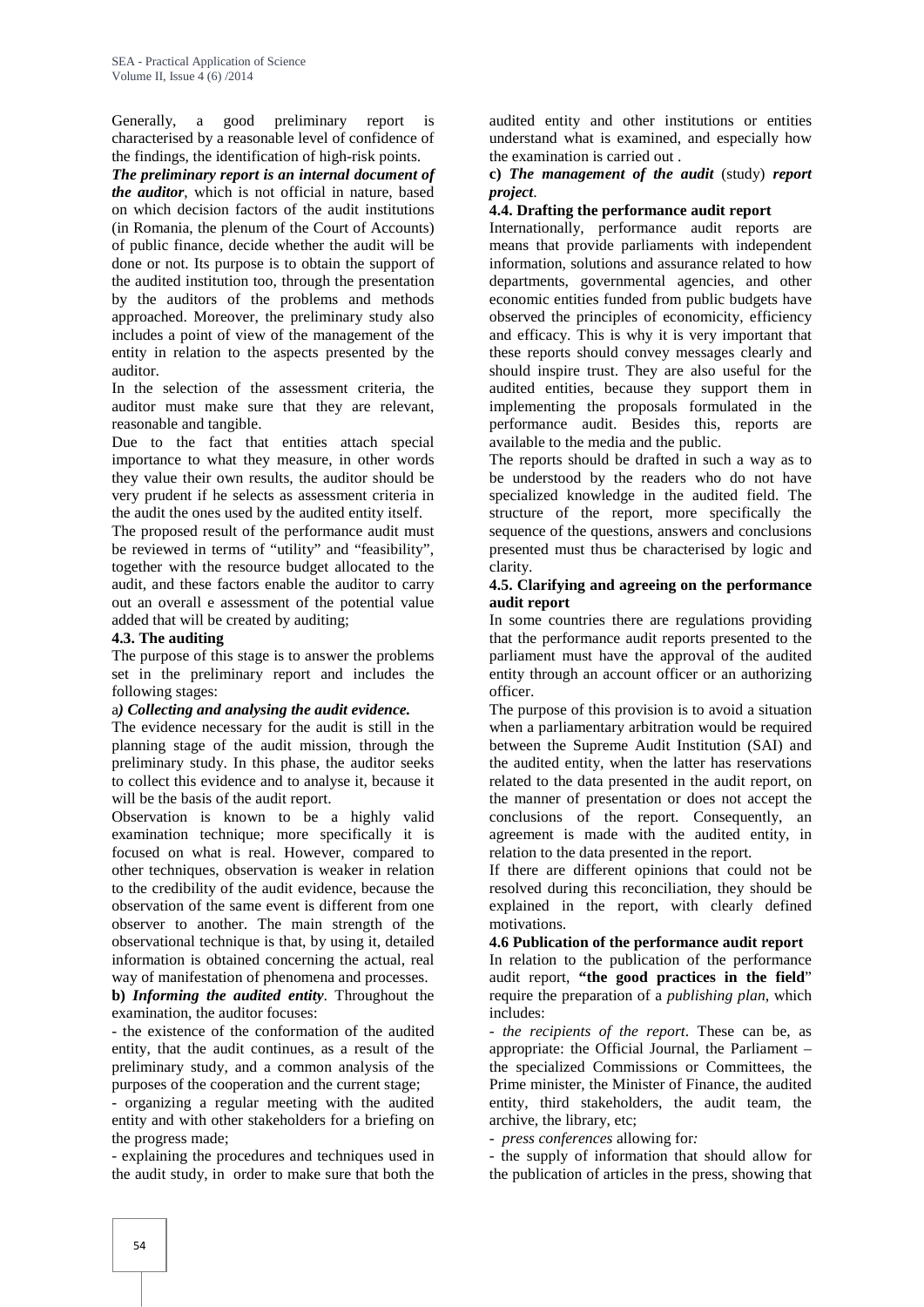Generally, a good preliminary report is characterised by a reasonable level of confidence of the findings, the identification of high-risk points.

***The preliminary report is an internal document of the auditor***, which is not official in nature, based on which decision factors of the audit institutions (in Romania, the plenum of the Court of Accounts) of public finance, decide whether the audit will be done or not. Its purpose is to obtain the support of the audited institution too, through the presentation by the auditors of the problems and methods approached. Moreover, the preliminary study also includes a point of view of the management of the entity in relation to the aspects presented by the auditor.

In the selection of the assessment criteria, the auditor must make sure that they are relevant, reasonable and tangible.

Due to the fact that entities attach special importance to what they measure, in other words they value their own results, the auditor should be very prudent if he selects as assessment criteria in the audit the ones used by the audited entity itself.

The proposed result of the performance audit must be reviewed in terms of "utility" and "feasibility", together with the resource budget allocated to the audit, and these factors enable the auditor to carry out an overall e assessment of the potential value added that will be created by auditing;

### 4.3. The auditing

The purpose of this stage is to answer the problems set in the preliminary report and includes the following stages:

a***) Collecting and analysing the audit evidence.***

The evidence necessary for the audit is still in the planning stage of the audit mission, through the preliminary study. In this phase, the auditor seeks to collect this evidence and to analyse it, because it will be the basis of the audit report.

Observation is known to be a highly valid examination technique; more specifically it is focused on what is real. However, compared to other techniques, observation is weaker in relation to the credibility of the audit evidence, because the observation of the same event is different from one observer to another. The main strength of the observational technique is that, by using it, detailed information is obtained concerning the actual, real way of manifestation of phenomena and processes.

**b)** ***Informing the audited entity***. Throughout the examination, the auditor focuses:

- the existence of the conformation of the audited entity, that the audit continues, as a result of the preliminary study, and a common analysis of the purposes of the cooperation and the current stage;
- organizing a regular meeting with the audited entity and with other stakeholders for a briefing on the progress made;
- explaining the procedures and techniques used in the audit study, in order to make sure that both the audited entity and other institutions or entities understand what is examined, and especially how the examination is carried out .

**c)** ***The management of the audit*** (study) ***report project***.

### 4.4. Drafting the performance audit report

Internationally, performance audit reports are means that provide parliaments with independent information, solutions and assurance related to how departments, governmental agencies, and other economic entities funded from public budgets have observed the principles of economicity, efficiency and efficacy. This is why it is very important that these reports should convey messages clearly and should inspire trust. They are also useful for the audited entities, because they support them in implementing the proposals formulated in the performance audit. Besides this, reports are available to the media and the public.

The reports should be drafted in such a way as to be understood by the readers who do not have specialized knowledge in the audited field. The structure of the report, more specifically the sequence of the questions, answers and conclusions presented must thus be characterised by logic and clarity.

### 4.5. Clarifying and agreeing on the performance audit report

In some countries there are regulations providing that the performance audit reports presented to the parliament must have the approval of the audited entity through an account officer or an authorizing officer.

The purpose of this provision is to avoid a situation when a parliamentary arbitration would be required between the Supreme Audit Institution (SAI) and the audited entity, when the latter has reservations related to the data presented in the audit report, on the manner of presentation or does not accept the conclusions of the report. Consequently, an agreement is made with the audited entity, in relation to the data presented in the report.

If there are different opinions that could not be resolved during this reconciliation, they should be explained in the report, with clearly defined motivations.

### 4.6 Publication of the performance audit report

In relation to the publication of the performance audit report, **"the good practices in the field**" require the preparation of a *publishing plan*, which includes:

- *the recipients of the report*. These can be, as appropriate: the Official Journal, the Parliament – the specialized Commissions or Committees, the Prime minister, the Minister of Finance, the audited entity, third stakeholders, the audit team, the archive, the library, etc;
- *press conferences* allowing for*:*
- the supply of information that should allow for the publication of articles in the press, showing that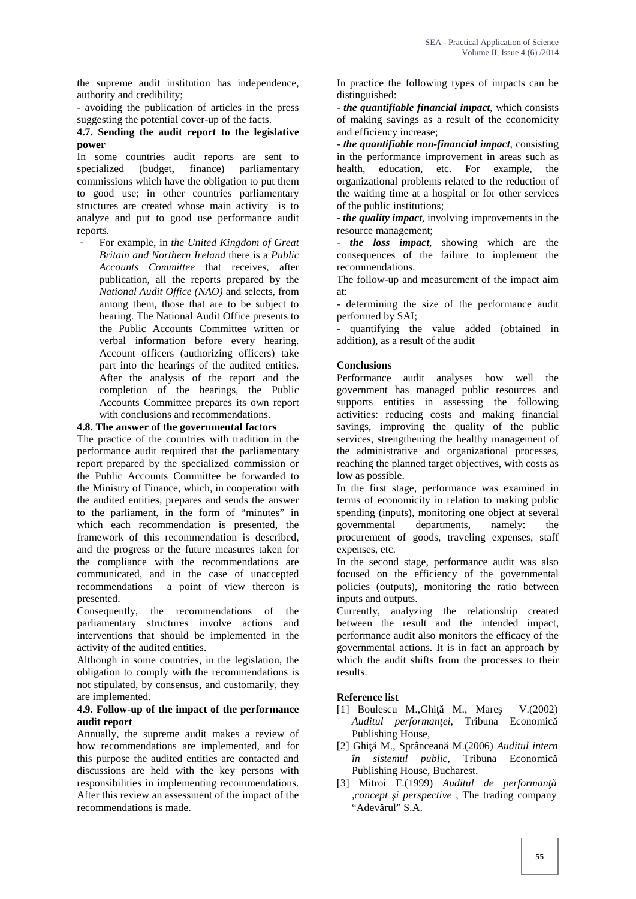the supreme audit institution has independence, authority and credibility;

- avoiding the publication of articles in the press suggesting the potential cover-up of the facts.

### 4.7. Sending the audit report to the legislative power

In some countries audit reports are sent to specialized (budget, finance) parliamentary commissions which have the obligation to put them to good use; in other countries parliamentary structures are created whose main activity is to analyze and put to good use performance audit reports.

- For example, in *the United Kingdom of Great Britain and Northern Ireland* there is a *Public Accounts Committee* that receives, after publication, all the reports prepared by the *National Audit Office (NAO)* and selects, from among them, those that are to be subject to hearing. The National Audit Office presents to the Public Accounts Committee written or verbal information before every hearing. Account officers (authorizing officers) take part into the hearings of the audited entities. After the analysis of the report and the completion of the hearings, the Public Accounts Committee prepares its own report with conclusions and recommendations.

### 4.8. The answer of the governmental factors

The practice of the countries with tradition in the performance audit required that the parliamentary report prepared by the specialized commission or the Public Accounts Committee be forwarded to the Ministry of Finance, which, in cooperation with the audited entities, prepares and sends the answer to the parliament, in the form of "minutes" in which each recommendation is presented, the framework of this recommendation is described, and the progress or the future measures taken for the compliance with the recommendations are communicated, and in the case of unaccepted recommendations a point of view thereon is presented.

Consequently, the recommendations of the parliamentary structures involve actions and interventions that should be implemented in the activity of the audited entities.

Although in some countries, in the legislation, the obligation to comply with the recommendations is not stipulated, by consensus, and customarily, they are implemented.

### 4.9. Follow-up of the impact of the performance audit report

Annually, the supreme audit makes a review of how recommendations are implemented, and for this purpose the audited entities are contacted and discussions are held with the key persons with responsibilities in implementing recommendations. After this review an assessment of the impact of the recommendations is made.

In practice the following types of impacts can be distinguished:

- ***the quantifiable financial impact***, which consists of making savings as a result of the economicity and efficiency increase;
- ***the quantifiable non-financial impact***, consisting in the performance improvement in areas such as health, education, etc. For example, the organizational problems related to the reduction of the waiting time at a hospital or for other services of the public institutions;
- ***the quality impact***, involving improvements in the resource management;
- ***the loss impact***, showing which are the consequences of the failure to implement the recommendations.

The follow-up and measurement of the impact aim at:

- determining the size of the performance audit performed by SAI;
- quantifying the value added (obtained in addition), as a result of the audit

## Conclusions

Performance audit analyses how well the government has managed public resources and supports entities in assessing the following activities: reducing costs and making financial savings, improving the quality of the public services, strengthening the healthy management of the administrative and organizational processes, reaching the planned target objectives, with costs as low as possible.

In the first stage, performance was examined in terms of economicity in relation to making public spending (inputs), monitoring one object at several governmental departments, namely: the procurement of goods, traveling expenses, staff expenses, etc.

In the second stage, performance audit was also focused on the efficiency of the governmental policies (outputs), monitoring the ratio between inputs and outputs.

Currently, analyzing the relationship created between the result and the intended impact, performance audit also monitors the efficacy of the governmental actions. It is in fact an approach by which the audit shifts from the processes to their results.

## Reference list

[1] Boulescu M.,Ghiţă M., Mareş V.(2002) *Auditul performanţei*, Tribuna Economică Publishing House,

[2] Ghiţă M., Sprânceană M.(2006) *Auditul intern în sistemul public*, Tribuna Economică Publishing House, Bucharest.

[3] Mitroi F.(1999) *Auditul de performanţă ,concept şi perspective* , The trading company "Adevărul" S.A.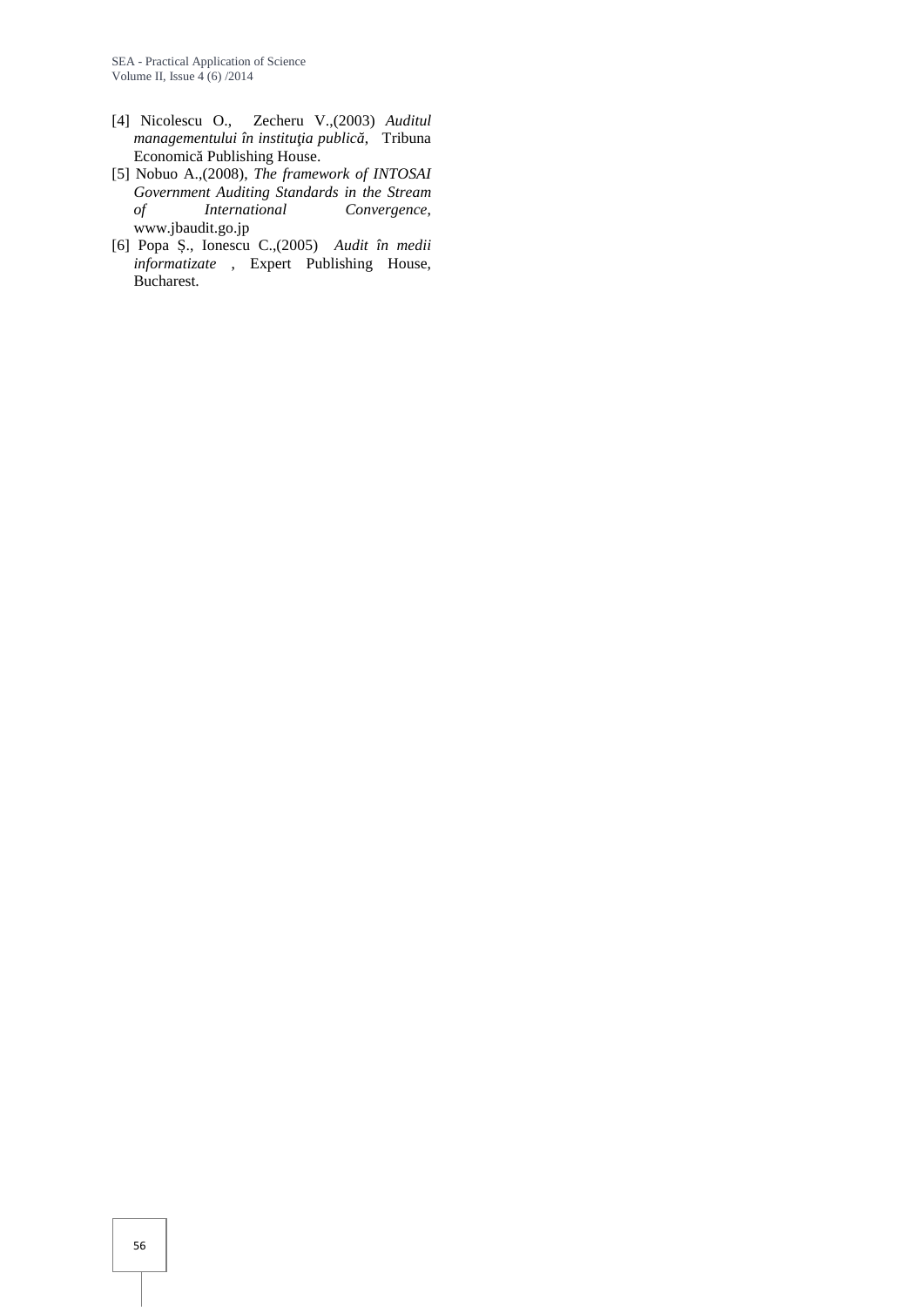[4] Nicolescu O., Zecheru V.,(2003) *Auditul managementului în instituţia publică,* Tribuna Economică Publishing House.

[5] Nobuo A.,(2008), *The framework of INTOSAI Government Auditing Standards in the Stream of International Convergence,* www.jbaudit.go.jp

[6] Popa Ș., Ionescu C.,(2005) *Audit în medii informatizate* , Expert Publishing House, Bucharest.